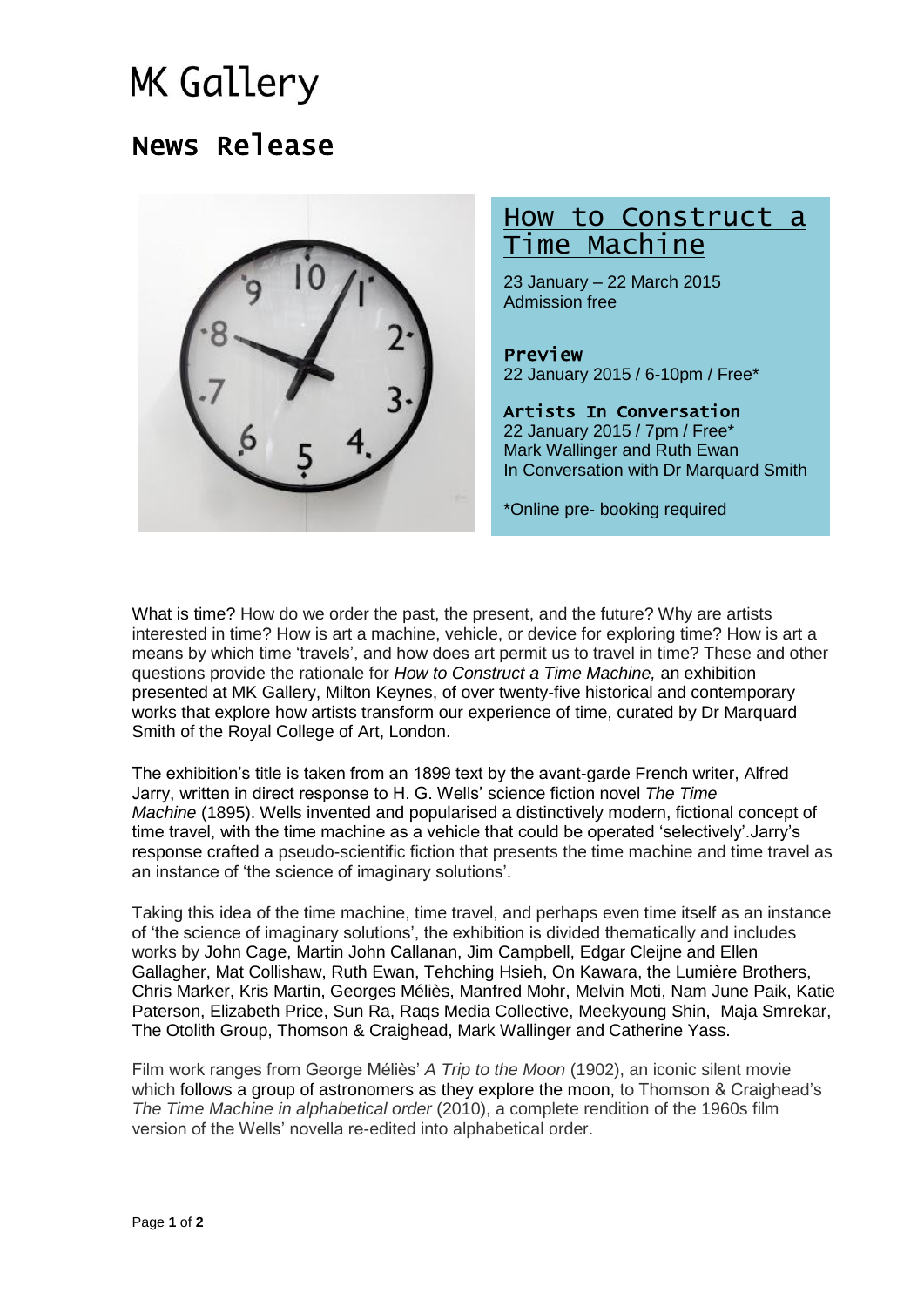# MK Gallery

## News Release

### How to Construct a Time Machine

23 January – 22 March 2015
Admission free

**Preview**
22 January 2015 / 6-10pm / Free*

**Artists In Conversation**
22 January 2015 / 7pm / Free*
Mark Wallinger and Ruth Ewan
In Conversation with Dr Marquard Smith

*Online pre- booking required

What is time? How do we order the past, the present, and the future? Why are artists interested in time? How is art a machine, vehicle, or device for exploring time? How is art a means by which time 'travels', and how does art permit us to travel in time? These and other questions provide the rationale for *How to Construct a Time Machine,* an exhibition presented at MK Gallery, Milton Keynes, of over twenty-five historical and contemporary works that explore how artists transform our experience of time, curated by Dr Marquard Smith of the Royal College of Art, London.

The exhibition's title is taken from an 1899 text by the avant-garde French writer, Alfred Jarry, written in direct response to H. G. Wells' science fiction novel *The Time Machine* (1895). Wells invented and popularised a distinctively modern, fictional concept of time travel, with the time machine as a vehicle that could be operated 'selectively'.Jarry's response crafted a pseudo-scientific fiction that presents the time machine and time travel as an instance of 'the science of imaginary solutions'.

Taking this idea of the time machine, time travel, and perhaps even time itself as an instance of 'the science of imaginary solutions', the exhibition is divided thematically and includes works by John Cage, Martin John Callanan, Jim Campbell, Edgar Cleijne and Ellen Gallagher, Mat Collishaw, Ruth Ewan, Tehching Hsieh, On Kawara, the Lumière Brothers, Chris Marker, Kris Martin, Georges Méliès, Manfred Mohr, Melvin Moti, Nam June Paik, Katie Paterson, Elizabeth Price, Sun Ra, Raqs Media Collective, Meekyoung Shin, Maja Smrekar, The Otolith Group, Thomson & Craighead, Mark Wallinger and Catherine Yass.

Film work ranges from George Méliès' *A Trip to the Moon* (1902), an iconic silent movie which follows a group of astronomers as they explore the moon, to Thomson & Craighead's *The Time Machine in alphabetical order* (2010), a complete rendition of the 1960s film version of the Wells' novella re-edited into alphabetical order.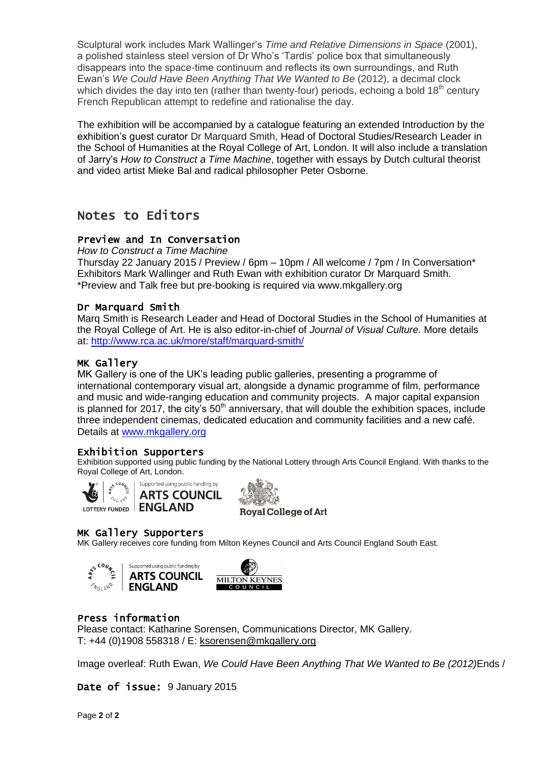Sculptural work includes Mark Wallinger's *Time and Relative Dimensions in Space* (2001), a polished stainless steel version of Dr Who's 'Tardis' police box that simultaneously disappears into the space-time continuum and reflects its own surroundings, and Ruth Ewan's *We Could Have Been Anything That We Wanted to Be* (2012), a decimal clock which divides the day into ten (rather than twenty-four) periods, echoing a bold 18th century French Republican attempt to redefine and rationalise the day.

The exhibition will be accompanied by a catalogue featuring an extended Introduction by the exhibition's guest curator Dr Marquard Smith, Head of Doctoral Studies/Research Leader in the School of Humanities at the Royal College of Art, London. It will also include a translation of Jarry's *How to Construct a Time Machine*, together with essays by Dutch cultural theorist and video artist Mieke Bal and radical philosopher Peter Osborne.

## Notes to Editors

### Preview and In Conversation

*How to Construct a Time Machine*
Thursday 22 January 2015 / Preview / 6pm – 10pm / All welcome / 7pm / In Conversation*
Exhibitors Mark Wallinger and Ruth Ewan with exhibition curator Dr Marquard Smith.
*Preview and Talk free but pre-booking is required via www.mkgallery.org

### Dr Marquard Smith

Marq Smith is Research Leader and Head of Doctoral Studies in the School of Humanities at the Royal College of Art. He is also editor-in-chief of *Journal of Visual Culture.* More details at: http://www.rca.ac.uk/more/staff/marquard-smith/

### MK Gallery

MK Gallery is one of the UK's leading public galleries, presenting a programme of international contemporary visual art, alongside a dynamic programme of film, performance and music and wide-ranging education and community projects. A major capital expansion is planned for 2017, the city's 50th anniversary, that will double the exhibition spaces, include three independent cinemas, dedicated education and community facilities and a new café. Details at www.mkgallery.org

### Exhibition Supporters

Exhibition supported using public funding by the National Lottery through Arts Council England. With thanks to the Royal College of Art, London.

LOTTERY FUNDED | Supported using public funding by ARTS COUNCIL ENGLAND | Royal College of Art

### MK Gallery Supporters

MK Gallery receives core funding from Milton Keynes Council and Arts Council England South East.

Supported using public funding by ARTS COUNCIL ENGLAND | MILTON KEYNES COUNCIL

### Press information

Please contact: Katharine Sorensen, Communications Director, MK Gallery.
T: +44 (0)1908 558318 / E: ksorensen@mkgallery.org

Image overleaf: Ruth Ewan, *We Could Have Been Anything That We Wanted to Be (2012)*Ends /

**Date of issue:** 9 January 2015